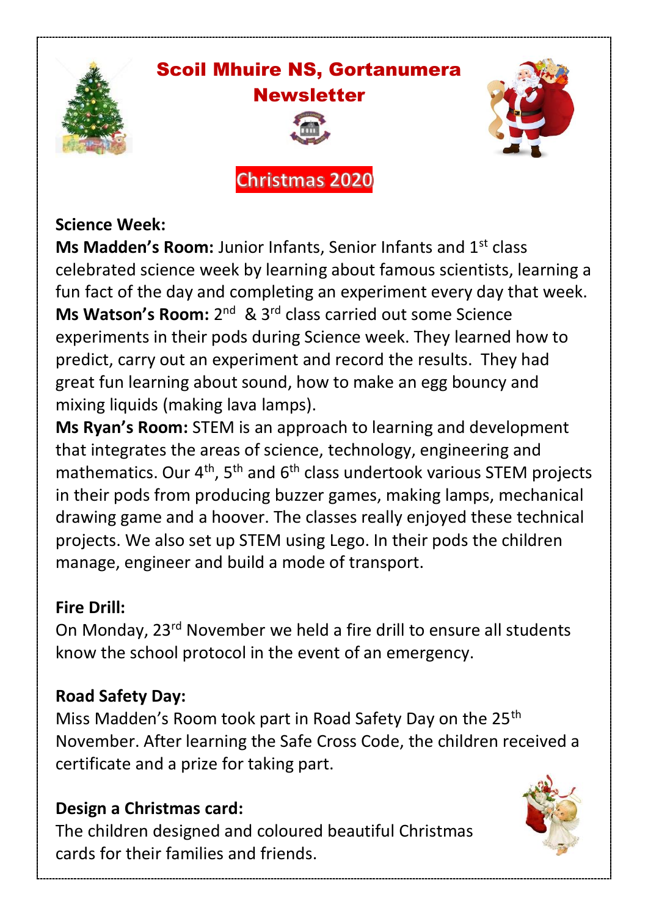# Scoil Mhuire NS, Gortanumera Newsletter

## Christmas 2020

**Science Week:**

**Ms Madden's Room:** Junior Infants, Senior Infants and 1st class celebrated science week by learning about famous scientists, learning a fun fact of the day and completing an experiment every day that week.

**Ms Watson's Room:** 2nd & 3rd class carried out some Science experiments in their pods during Science week. They learned how to predict, carry out an experiment and record the results. They had great fun learning about sound, how to make an egg bouncy and mixing liquids (making lava lamps).

**Ms Ryan's Room:** STEM is an approach to learning and development that integrates the areas of science, technology, engineering and mathematics. Our 4th, 5th and 6th class undertook various STEM projects in their pods from producing buzzer games, making lamps, mechanical drawing game and a hoover. The classes really enjoyed these technical projects. We also set up STEM using Lego. In their pods the children manage, engineer and build a mode of transport.

**Fire Drill:**

On Monday, 23rd November we held a fire drill to ensure all students know the school protocol in the event of an emergency.

**Road Safety Day:**

Miss Madden's Room took part in Road Safety Day on the 25th November. After learning the Safe Cross Code, the children received a certificate and a prize for taking part.

**Design a Christmas card:**

The children designed and coloured beautiful Christmas cards for their families and friends.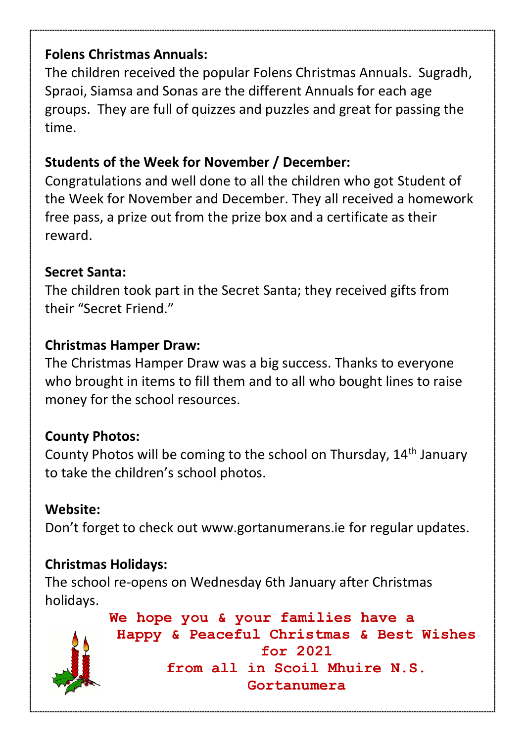### Folens Christmas Annuals:

The children received the popular Folens Christmas Annuals. Sugradh, Spraoi, Siamsa and Sonas are the different Annuals for each age groups. They are full of quizzes and puzzles and great for passing the time.

### Students of the Week for November / December:

Congratulations and well done to all the children who got Student of the Week for November and December. They all received a homework free pass, a prize out from the prize box and a certificate as their reward.

### Secret Santa:

The children took part in the Secret Santa; they received gifts from their "Secret Friend."

### Christmas Hamper Draw:

The Christmas Hamper Draw was a big success. Thanks to everyone who brought in items to fill them and to all who bought lines to raise money for the school resources.

### County Photos:

County Photos will be coming to the school on Thursday, 14th January to take the children's school photos.

### Website:

Don't forget to check out www.gortanumerans.ie for regular updates.

### Christmas Holidays:

The school re-opens on Wednesday 6th January after Christmas holidays.

**We hope you & your families have a Happy & Peaceful Christmas & Best Wishes for 2021 from all in Scoil Mhuire N.S. Gortanumera**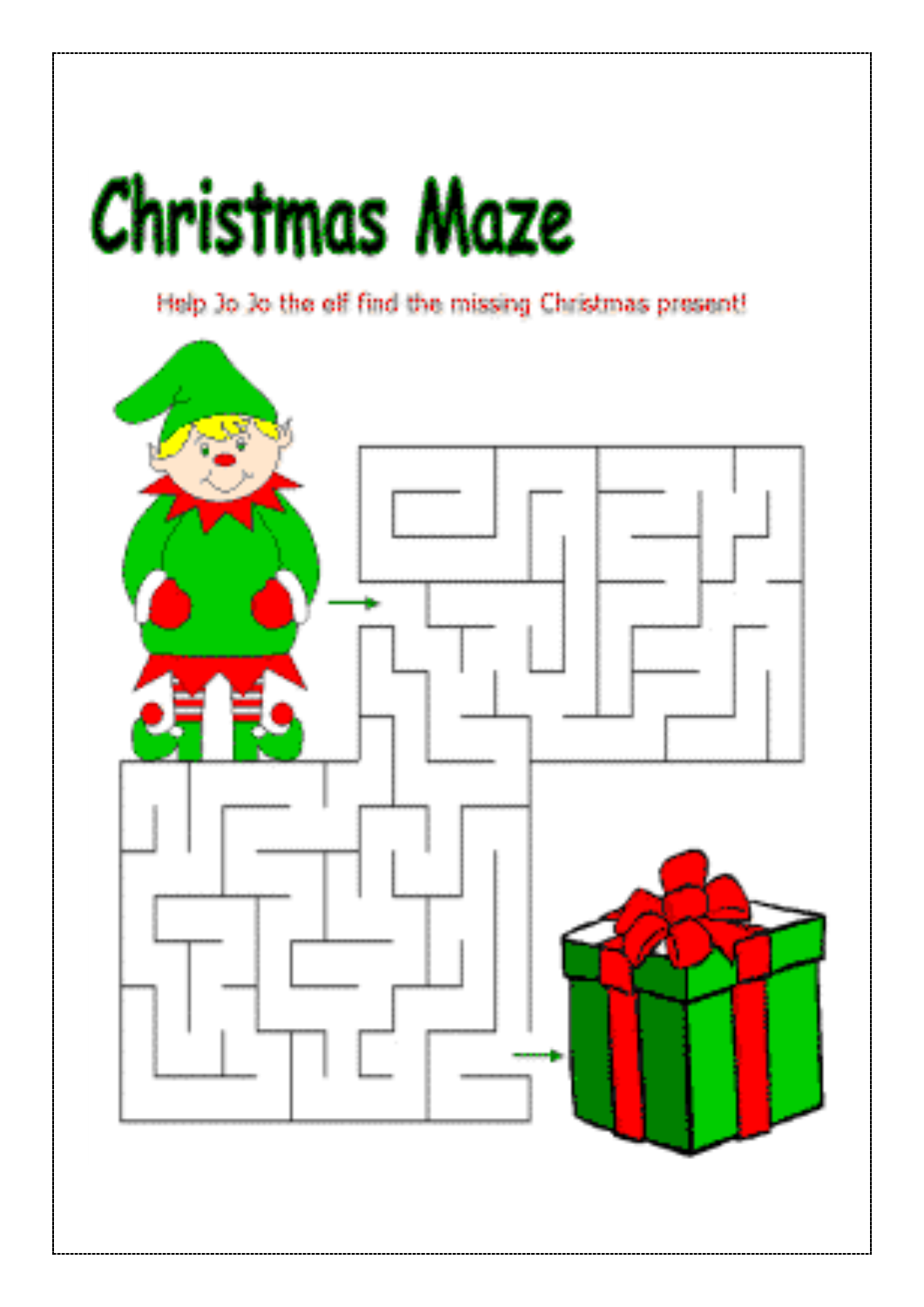# Christmas Maze

Help Jo Jo the elf find the missing Christmas present!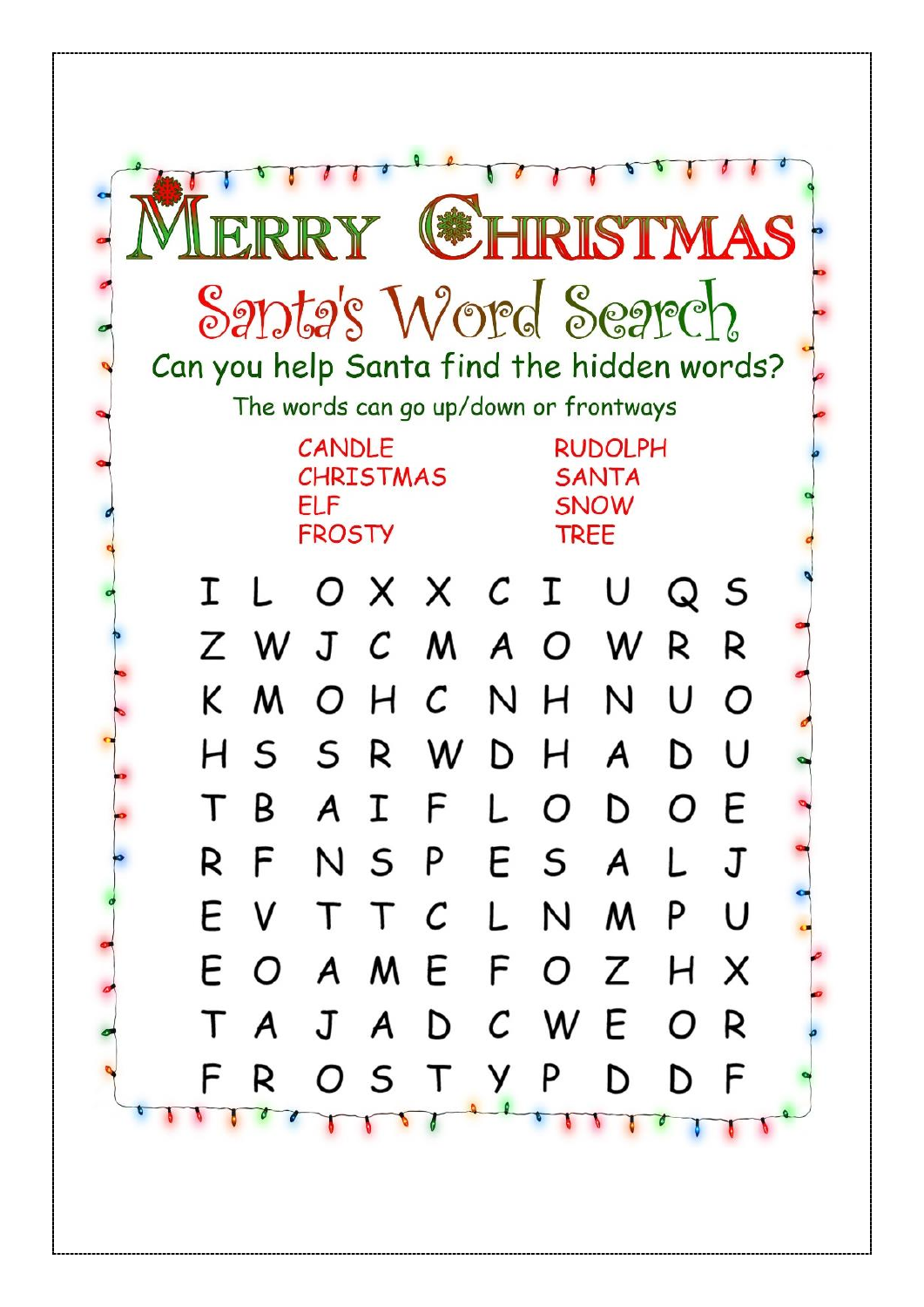# MERRY CHRISTMAS

## Santa's Word Search

### Can you help Santa find the hidden words?

The words can go up/down or frontways

| | |
|---|---|
| CANDLE | RUDOLPH |
| CHRISTMAS | SANTA |
| ELF | SNOW |
| FROSTY | TREE |

| | | | | | | | | | |
|---|---|---|---|---|---|---|---|---|---|
| I | L | O | X | X | C | I | U | Q | S |
| Z | W | J | C | M | A | O | W | R | R |
| K | M | O | H | C | N | H | N | U | O |
| H | S | S | R | W | D | H | A | D | U |
| T | B | A | I | F | L | O | D | O | E |
| R | F | N | S | P | E | S | A | L | J |
| E | V | T | T | C | L | N | M | P | U |
| E | O | A | M | E | F | O | Z | H | X |
| T | A | J | A | D | C | W | E | O | R |
| F | R | O | S | T | Y | P | D | D | F |